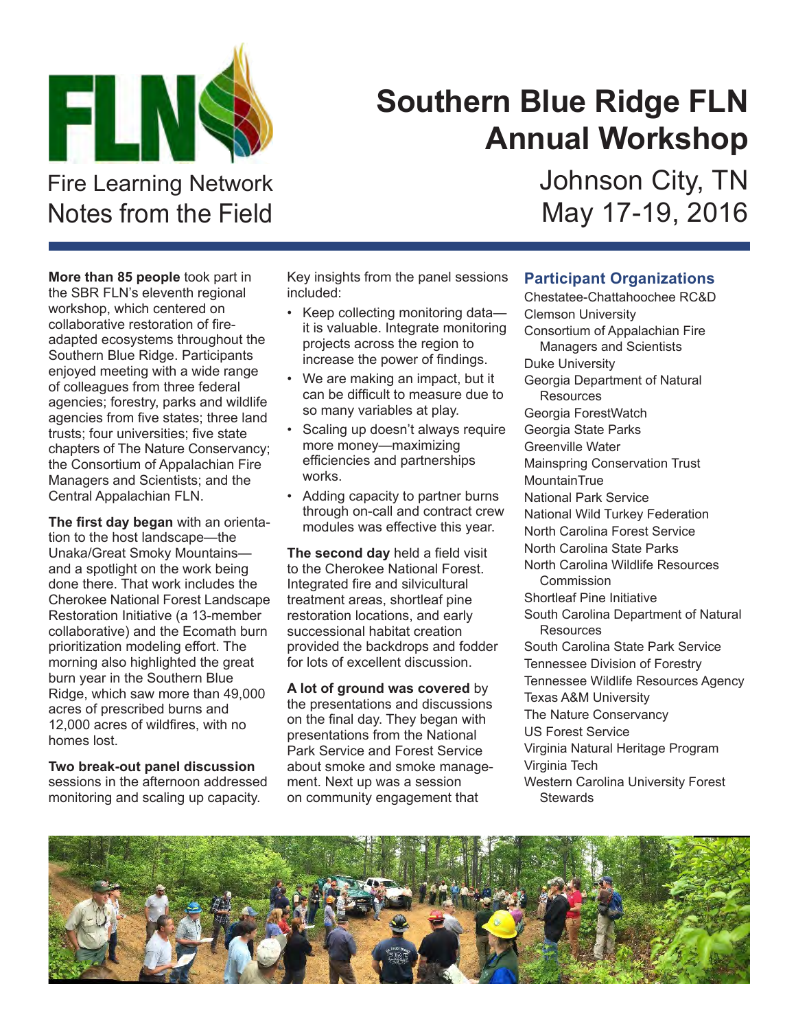Fire Learning Network
Notes from the Field

# Southern Blue Ridge FLN Annual Workshop

## Johnson City, TN
## May 17-19, 2016

**More than 85 people** took part in the SBR FLN's eleventh regional workshop, which centered on collaborative restoration of fire-adapted ecosystems throughout the Southern Blue Ridge. Participants enjoyed meeting with a wide range of colleagues from three federal agencies; forestry, parks and wildlife agencies from five states; three land trusts; four universities; five state chapters of The Nature Conservancy; the Consortium of Appalachian Fire Managers and Scientists; and the Central Appalachian FLN.

**The first day began** with an orientation to the host landscape—the Unaka/Great Smoky Mountains—and a spotlight on the work being done there. That work includes the Cherokee National Forest Landscape Restoration Initiative (a 13-member collaborative) and the Ecomath burn prioritization modeling effort. The morning also highlighted the great burn year in the Southern Blue Ridge, which saw more than 49,000 acres of prescribed burns and 12,000 acres of wildfires, with no homes lost.

**Two break-out panel discussion** sessions in the afternoon addressed monitoring and scaling up capacity. Key insights from the panel sessions included:

- Keep collecting monitoring data—it is valuable. Integrate monitoring projects across the region to increase the power of findings.
- We are making an impact, but it can be difficult to measure due to so many variables at play.
- Scaling up doesn't always require more money—maximizing efficiencies and partnerships works.
- Adding capacity to partner burns through on-call and contract crew modules was effective this year.

**The second day** held a field visit to the Cherokee National Forest. Integrated fire and silvicultural treatment areas, shortleaf pine restoration locations, and early successional habitat creation provided the backdrops and fodder for lots of excellent discussion.

**A lot of ground was covered** by the presentations and discussions on the final day. They began with presentations from the National Park Service and Forest Service about smoke and smoke management. Next up was a session on community engagement that

### Participant Organizations

Chestatee-Chattahoochee RC&D
Clemson University
Consortium of Appalachian Fire Managers and Scientists
Duke University
Georgia Department of Natural Resources
Georgia ForestWatch
Georgia State Parks
Greenville Water
Mainspring Conservation Trust
MountainTrue
National Park Service
National Wild Turkey Federation
North Carolina Forest Service
North Carolina State Parks
North Carolina Wildlife Resources Commission
Shortleaf Pine Initiative
South Carolina Department of Natural Resources
South Carolina State Park Service
Tennessee Division of Forestry
Tennessee Wildlife Resources Agency
Texas A&M University
The Nature Conservancy
US Forest Service
Virginia Natural Heritage Program
Virginia Tech
Western Carolina University Forest Stewards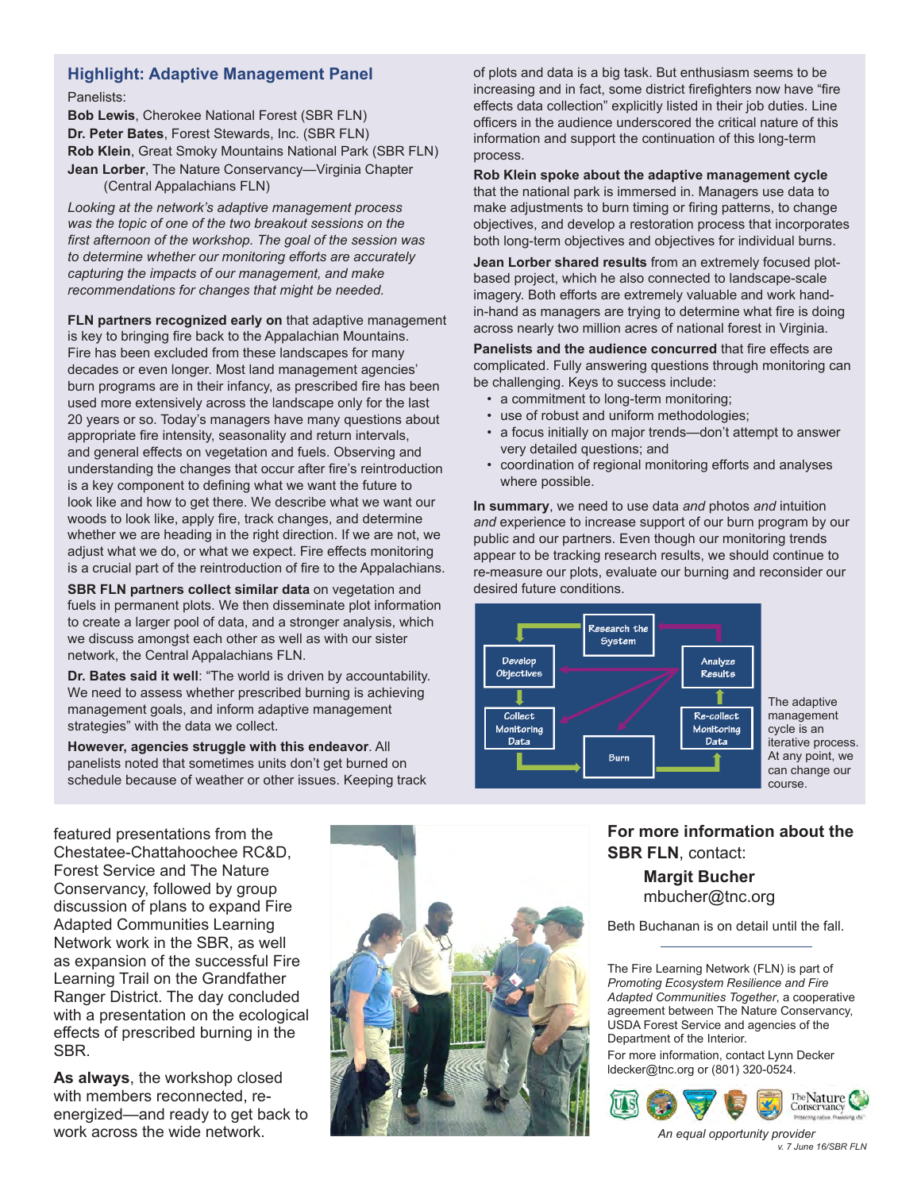## Highlight: Adaptive Management Panel

Panelists:

**Bob Lewis**, Cherokee National Forest (SBR FLN)
**Dr. Peter Bates**, Forest Stewards, Inc. (SBR FLN)
**Rob Klein**, Great Smoky Mountains National Park (SBR FLN)
**Jean Lorber**, The Nature Conservancy—Virginia Chapter (Central Appalachians FLN)

*Looking at the network's adaptive management process was the topic of one of the two breakout sessions on the first afternoon of the workshop. The goal of the session was to determine whether our monitoring efforts are accurately capturing the impacts of our management, and make recommendations for changes that might be needed.*

**FLN partners recognized early on** that adaptive management is key to bringing fire back to the Appalachian Mountains. Fire has been excluded from these landscapes for many decades or even longer. Most land management agencies' burn programs are in their infancy, as prescribed fire has been used more extensively across the landscape only for the last 20 years or so. Today's managers have many questions about appropriate fire intensity, seasonality and return intervals, and general effects on vegetation and fuels. Observing and understanding the changes that occur after fire's reintroduction is a key component to defining what we want the future to look like and how to get there. We describe what we want our woods to look like, apply fire, track changes, and determine whether we are heading in the right direction. If we are not, we adjust what we do, or what we expect. Fire effects monitoring is a crucial part of the reintroduction of fire to the Appalachians.

**SBR FLN partners collect similar data** on vegetation and fuels in permanent plots. We then disseminate plot information to create a larger pool of data, and a stronger analysis, which we discuss amongst each other as well as with our sister network, the Central Appalachians FLN.

**Dr. Bates said it well**: "The world is driven by accountability. We need to assess whether prescribed burning is achieving management goals, and inform adaptive management strategies" with the data we collect.

**However, agencies struggle with this endeavor**. All panelists noted that sometimes units don't get burned on schedule because of weather or other issues. Keeping track of plots and data is a big task. But enthusiasm seems to be increasing and in fact, some district firefighters now have "fire effects data collection" explicitly listed in their job duties. Line officers in the audience underscored the critical nature of this information and support the continuation of this long-term process.

**Rob Klein spoke about the adaptive management cycle** that the national park is immersed in. Managers use data to make adjustments to burn timing or firing patterns, to change objectives, and develop a restoration process that incorporates both long-term objectives and objectives for individual burns.

**Jean Lorber shared results** from an extremely focused plot-based project, which he also connected to landscape-scale imagery. Both efforts are extremely valuable and work hand-in-hand as managers are trying to determine what fire is doing across nearly two million acres of national forest in Virginia.

**Panelists and the audience concurred** that fire effects are complicated. Fully answering questions through monitoring can be challenging. Keys to success include:

- a commitment to long-term monitoring;
- use of robust and uniform methodologies;
- a focus initially on major trends—don't attempt to answer very detailed questions; and
- coordination of regional monitoring efforts and analyses where possible.

**In summary**, we need to use data *and* photos *and* intuition *and* experience to increase support of our burn program by our public and our partners. Even though our monitoring trends appear to be tracking research results, we should continue to re-measure our plots, evaluate our burning and reconsider our desired future conditions.

Research the System
Develop Objectives
Analyze Results
Collect Monitoring Data
Burn
Re-collect Monitoring Data

The adaptive management cycle is an iterative process. At any point, we can change our course.

featured presentations from the Chestatee-Chattahoochee RC&D, Forest Service and The Nature Conservancy, followed by group discussion of plans to expand Fire Adapted Communities Learning Network work in the SBR, as well as expansion of the successful Fire Learning Trail on the Grandfather Ranger District. The day concluded with a presentation on the ecological effects of prescribed burning in the SBR.

**As always**, the workshop closed with members reconnected, re-energized—and ready to get back to work across the wide network.

**For more information about the SBR FLN**, contact:

**Margit Bucher**
mbucher@tnc.org

Beth Buchanan is on detail until the fall.

---

The Fire Learning Network (FLN) is part of *Promoting Ecosystem Resilience and Fire Adapted Communities Together*, a cooperative agreement between The Nature Conservancy, USDA Forest Service and agencies of the Department of the Interior.

For more information, contact Lynn Decker ldecker@tnc.org or (801) 320-0524.

*An equal opportunity provider*

*v. 7 June 16/SBR FLN*